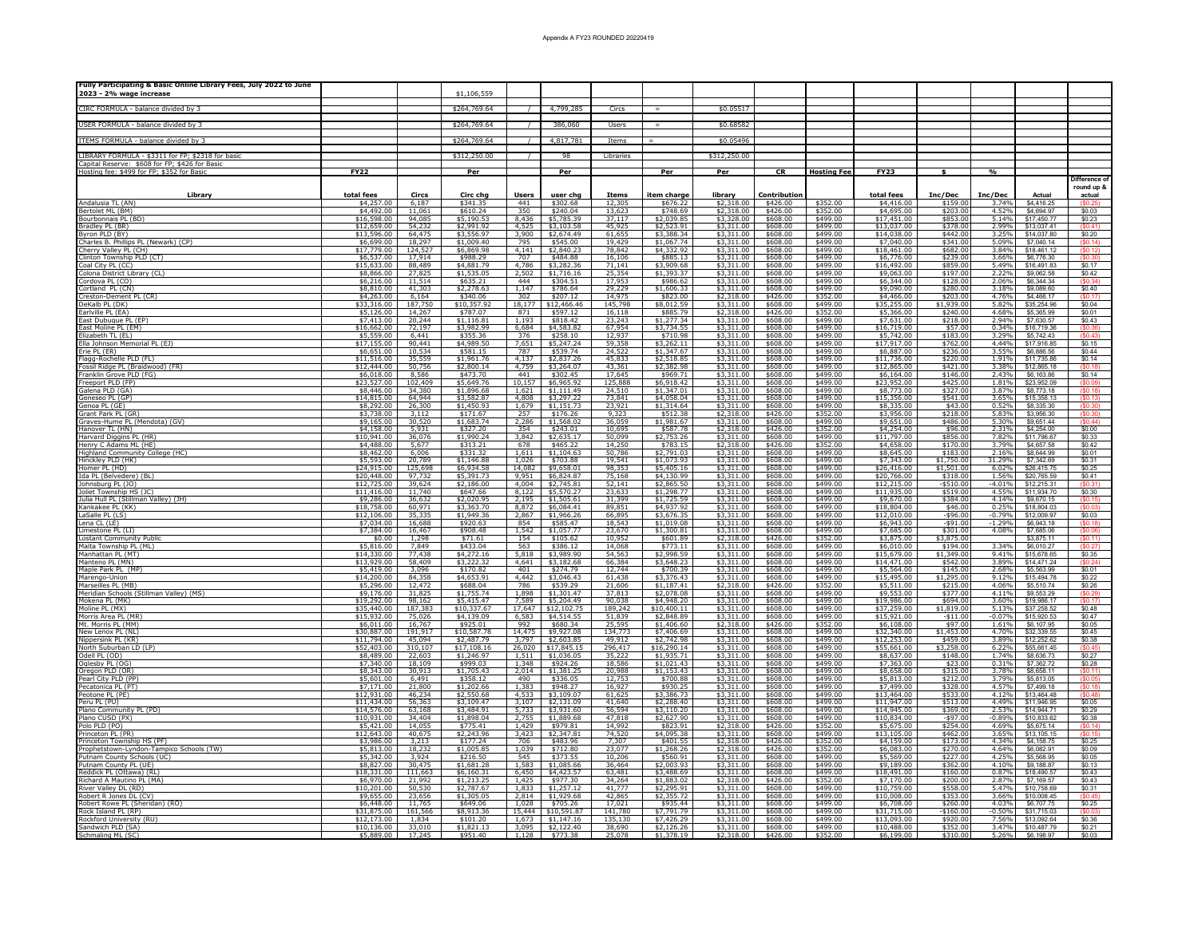Appendix A FY23 ROUNDED 20220419

| Fully Participating & Basic Online Library Fees, July 2022 to June 2023 - 2% wage increase | | $1,106,559 | | | | | | | | | | | | | |
|---|---|---|---|---|---|---|---|---|---|---|---|---|---|---|---|
| CIRC FORMULA - balance divided by 3 | | $264,769.64 | / | 4,799,285 | Circs | = | $0.05517 | | | | | | | | |
| USER FORMULA - balance divided by 3 | | $264,769.64 | / | 386,060 | Users | = | $0.68582 | | | | | | | | |
| ITEMS FORMULA - balance divided by 3 | | $264,769.64 | / | 4,817,781 | Items | = | $0.05496 | | | | | | | | |
| LIBRARY FORMULA - $3311 for FP; $2318 for basic | | $312,250.00 | / | 98 | Libraries | | $312,250.00 | | | | | | | | |
| Capital Reserve: $608 for FP; $426 for Basic | | | | | | | | | | | | | | | |
| Hosting fee: $499 for FP; $352 for Basic | FY22 | | Per | | Per | | Per | Per | CR | Hosting Fee | FY23 | $ | % | | |
| Library | total fees | Circs | Circ chg | Users | user chg | Items | item charge | library | Contribution | | total fees | Inc/Dec | Inc/Dec | Actual | Difference of round up & actual |
| Andalusia TL (AN) | $4,257.00 | 6,187 | $341.35 | 441 | $302.68 | 12,305 | $676.22 | $2,318.00 | $426.00 | $352.00 | $4,416.00 | $159.00 | 3.74% | $4,416.25 | ($0.25) |
| Bertolet ML (BM) | $4,492.00 | 11,061 | $610.24 | 350 | $240.04 | 13,623 | $748.69 | $2,318.00 | $426.00 | $352.00 | $4,695.00 | $203.00 | 4.52% | $4,694.97 | $0.03 |
| Bourbonnais PL (BD) | $16,598.00 | 94,085 | $5,190.53 | 8,436 | $5,785.39 | 37,117 | $2,039.85 | $3,328.00 | $608.00 | $499.00 | $17,451.00 | $853.00 | 5.14% | $17,450.77 | $0.23 |
| Bradley PL (BR) | $12,659.00 | 54,232 | $2,991.92 | 4,525 | $3,103.58 | 45,925 | $2,523.91 | $3,311.00 | $608.00 | $499.00 | $13,037.00 | $378.00 | 2.99% | $13,037.41 | ($0.41) |
| Byron PLD (BY) | $13,596.00 | 64,475 | $3,556.97 | 3,900 | $2,674.49 | 61,655 | $3,388.34 | $3,311.00 | $608.00 | $499.00 | $14,038.00 | $442.00 | 3.25% | $14,037.80 | $0.20 |
| Charles B. Phillips PL (Newark) (CP) | $6,699.00 | 18,297 | $1,009.40 | 795 | $545.00 | 19,429 | $1,067.74 | $3,311.00 | $608.00 | $499.00 | $7,040.00 | $341.00 | 5.09% | $7,040.14 | ($0.14) |
| Cherry Valley PL (CH) | $17,779.00 | 124,527 | $6,869.98 | 4,141 | $2,840.23 | 78,842 | $4,332.92 | $3,311.00 | $608.00 | $499.00 | $18,461.00 | $682.00 | 3.84% | $18,461.12 | ($0.12) |
| Clinton Township PLD (CT) | $6,537.00 | 17,914 | $988.29 | 707 | $484.88 | 16,106 | $885.13 | $3,311.00 | $608.00 | $499.00 | $6,776.00 | $239.00 | 3.66% | $6,776.30 | ($0.30) |
| Coal City PL (CC) | $15,633.00 | 88,489 | $4,881.79 | 4,786 | $3,282.36 | 71,141 | $3,909.68 | $3,311.00 | $608.00 | $499.00 | $16,492.00 | $859.00 | 5.49% | $16,491.83 | $0.17 |
| Colona District Library (CL) | $8,866.00 | 27,825 | $1,535.05 | 2,502 | $1,716.16 | 25,354 | $1,393.37 | $3,311.00 | $608.00 | $499.00 | $9,063.00 | $197.00 | 2.22% | $9,062.58 | $0.42 |
| Cordova PL (CO) | $6,216.00 | 11,514 | $635.21 | 444 | $304.51 | 17,953 | $986.62 | $3,311.00 | $608.00 | $499.00 | $6,344.00 | $128.00 | 2.06% | $6,344.34 | ($0.34) |
| Cortland PL (CN) | $8,810.00 | 41,303 | $2,278.63 | 1,147 | $786.64 | 29,229 | $1,606.33 | $3,311.00 | $608.00 | $499.00 | $9,090.00 | $280.00 | 3.18% | $9,089.60 | $0.40 |
| Creston-Dement PL (CR) | $4,263.00 | 6,164 | $340.06 | 302 | $207.12 | 14,975 | $823.00 | $2,318.00 | $426.00 | $352.00 | $4,466.00 | $203.00 | 4.76% | $4,466.17 | ($0.17) |
| DeKalb PL (DK) | $33,316.00 | 187,750 | $10,357.92 | 18,177 | $12,466.46 | 145,798 | $8,012.59 | $3,311.00 | $608.00 | $499.00 | $35,255.00 | $1,939.00 | 5.82% | $35,254.96 | $0.04 |
| Earlville PL (EA) | $5,126.00 | 14,267 | $787.07 | 871 | $597.12 | 16,118 | $885.79 | $2,318.00 | $426.00 | $352.00 | $5,366.00 | $240.00 | 4.68% | $5,365.99 | $0.01 |
| East Dubuque PL (EP) | $7,413.00 | 20,244 | $1,116.81 | 1,193 | $818.42 | 23,243 | $1,277.34 | $3,311.00 | $608.00 | $499.00 | $7,631.00 | $218.00 | 2.94% | $7,630.57 | $0.43 |
| East Moline PL (EM) | $16,662.00 | 72,197 | $3,982.99 | 6,684 | $4,583.82 | 67,954 | $3,734.55 | $3,311.00 | $608.00 | $499.00 | $16,719.00 | $57.00 | 0.34% | $16,719.36 | ($0.36) |
| Elizabeth TL (EL) | $5,559.00 | 6,441 | $355.36 | 376 | $258.10 | 12,937 | $710.98 | $3,311.00 | $608.00 | $499.00 | $5,742.00 | $183.00 | 3.29% | $5,742.43 | ($0.43) |
| Ella Johnson Memorial PL (EJ) | $17,155.00 | 90,441 | $4,989.50 | 7,651 | $5,247.24 | 59,358 | $3,262.11 | $3,311.00 | $608.00 | $499.00 | $17,917.00 | $762.00 | 4.44% | $17,916.85 | $0.15 |
| Erie PL (ER) | $6,651.00 | 10,534 | $581.15 | 787 | $539.74 | 24,522 | $1,347.67 | $3,311.00 | $608.00 | $499.00 | $6,887.00 | $236.00 | 3.55% | $6,886.56 | $0.44 |
| Flagg-Rochelle PLD (FL) | $11,516.00 | 35,559 | $1,961.76 | 4,137 | $2,837.26 | 45,833 | $2,518.85 | $3,311.00 | $608.00 | $499.00 | $11,736.00 | $220.00 | 1.91% | $11,735.86 | $0.14 |
| Fossil Ridge PL (Braidwood) (FR) | $12,444.00 | 50,756 | $2,800.14 | 4,759 | $3,264.07 | 43,361 | $2,382.98 | $3,311.00 | $608.00 | $499.00 | $12,865.00 | $421.00 | 3.38% | $12,865.18 | ($0.18) |
| Franklin Grove PLD (FG) | $6,018.00 | 8,586 | $473.70 | 441 | $302.45 | 17,645 | $969.71 | $3,311.00 | $608.00 | $499.00 | $6,164.00 | $146.00 | 2.43% | $6,163.86 | $0.14 |
| Freeport PLD (FP) | $23,527.00 | 102,409 | $5,649.76 | 10,157 | $6,965.92 | 125,888 | $6,918.42 | $3,311.00 | $608.00 | $499.00 | $23,952.00 | $425.00 | 1.81% | $23,952.09 | ($0.09) |
| Galena PLD (GA) | $8,446.00 | 34,380 | $1,896.68 | 1,621 | $1,111.49 | 24,510 | $1,347.01 | $3,311.00 | $608.00 | $499.00 | $8,773.00 | $327.00 | 3.87% | $8,773.18 | ($0.18) |
| Geneseo PL (GP) | $14,815.00 | 64,944 | $3,582.87 | 4,808 | $3,297.22 | 73,841 | $4,058.04 | $3,311.00 | $608.00 | $499.00 | $15,356.00 | $541.00 | 3.65% | $15,356.13 | ($0.13) |
| Genoa PL (GE) | $8,292.00 | 26,300 | $1,450.93 | 1,679 | $1,151.73 | 23,921 | $1,314.64 | $3,311.00 | $608.00 | $499.00 | $8,335.00 | $43.00 | 0.52% | $8,335.30 | ($0.30) |
| Grant Park PL (GR) | $3,738.00 | 3,112 | $171.67 | 257 | $176.26 | 9,323 | $512.38 | $2,318.00 | $426.00 | $352.00 | $3,956.00 | $218.00 | 5.83% | $3,956.30 | ($0.30) |
| Graves-Hume PL (Mendota) (GV) | $9,165.00 | 30,520 | $1,683.74 | 2,286 | $1,568.02 | 36,059 | $1,981.67 | $3,311.00 | $608.00 | $499.00 | $9,651.00 | $486.00 | 5.30% | $9,651.44 | ($0.44) |
| Hanover TL (HN) | $4,158.00 | 5,931 | $327.20 | 354 | $243.01 | 10,695 | $587.78 | $2,318.00 | $426.00 | $352.00 | $4,254.00 | $96.00 | 2.31% | $4,254.00 | $0.00 |
| Harvard Diggins PL (HR) | $10,941.00 | 36,076 | $1,990.24 | 3,842 | $2,635.17 | 50,099 | $2,753.26 | $3,311.00 | $608.00 | $499.00 | $11,797.00 | $856.00 | 7.82% | $11,796.67 | $0.33 |
| Henry C Adams ML (HE) | $4,488.00 | 5,677 | $313.21 | 678 | $465.22 | 14,250 | $783.15 | $2,318.00 | $426.00 | $352.00 | $4,658.00 | $170.00 | 3.79% | $4,657.58 | $0.42 |
| Highland Community College (HC) | $8,462.00 | 6,006 | $331.32 | 1,611 | $1,104.63 | 50,786 | $2,791.03 | $3,311.00 | $608.00 | $499.00 | $8,645.00 | $183.00 | 2.16% | $8,644.99 | $0.01 |
| Hinckley PLD (HK) | $5,593.00 | 20,789 | $1,146.88 | 1,026 | $703.88 | 19,541 | $1,073.93 | $3,311.00 | $608.00 | $499.00 | $7,343.00 | $1,750.00 | 31.29% | $7,342.69 | $0.31 |
| Homer PL (HD) | $24,915.00 | 125,698 | $6,934.58 | 14,082 | $9,658.01 | 98,353 | $5,405.16 | $3,311.00 | $608.00 | $499.00 | $26,416.00 | $1,501.00 | 6.02% | $26,415.75 | $0.25 |
| Ida PL (Belvedere) (BL) | $20,448.00 | 97,732 | $5,391.73 | 9,951 | $6,824.87 | 75,168 | $4,130.99 | $3,311.00 | $608.00 | $499.00 | $20,766.00 | $318.00 | 1.56% | $20,765.59 | $0.41 |
| Johnsburg PL (JO) | $12,725.00 | 39,624 | $2,186.00 | 4,004 | $2,745.81 | 52,141 | $2,865.50 | $3,311.00 | $608.00 | $499.00 | $12,215.00 | -$510.00 | -4.01% | $12,215.31 | ($0.31) |
| Joliet Township HS (JC) | $11,416.00 | 11,740 | $647.66 | 8,122 | $5,570.27 | 23,633 | $1,298.77 | $3,311.00 | $608.00 | $499.00 | $11,935.00 | $519.00 | 4.55% | $11,934.70 | $0.30 |
| Julia Hull PL (Stillman Valley) (JH) | $9,286.00 | 36,632 | $2,020.95 | 2,195 | $1,505.61 | 31,399 | $1,725.59 | $3,311.00 | $608.00 | $499.00 | $9,670.00 | $384.00 | 4.14% | $9,670.15 | ($0.15) |
| Kankakee PL (KK) | $18,758.00 | 60,971 | $3,363.70 | 8,872 | $6,084.41 | 89,851 | $4,937.92 | $3,311.00 | $608.00 | $499.00 | $18,804.00 | $46.00 | 0.25% | $18,804.03 | ($0.03) |
| LaSalle PL (LS) | $12,106.00 | 35,335 | $1,949.36 | 2,867 | $1,966.26 | 66,895 | $3,676.35 | $3,311.00 | $608.00 | $499.00 | $12,010.00 | -$96.00 | -0.79% | $12,009.97 | $0.03 |
| Lena CL (LE) | $7,034.00 | 16,688 | $920.63 | 854 | $585.47 | 18,543 | $1,019.08 | $3,311.00 | $608.00 | $499.00 | $6,943.00 | -$91.00 | -1.29% | $6,943.18 | ($0.18) |
| Limestone PL (LI) | $7,384.00 | 16,467 | $908.48 | 1,542 | $1,057.77 | 23,670 | $1,300.81 | $3,311.00 | $608.00 | $499.00 | $7,685.00 | $301.00 | 4.08% | $7,685.06 | ($0.06) |
| Lostant Community Public | $0.00 | 1,298 | $71.61 | 154 | $105.62 | 10,952 | $601.89 | $2,318.00 | $426.00 | $352.00 | $3,875.00 | $3,875.00 | | $3,875.11 | ($0.11) |
| Malta Township PL (ML) | $5,816.00 | 7,849 | $433.04 | 563 | $386.12 | 14,068 | $773.11 | $3,311.00 | $608.00 | $499.00 | $6,010.00 | $194.00 | 3.34% | $6,010.27 | ($0.27) |
| Manhattan PL (MT) | $14,330.00 | 77,438 | $4,272.16 | 5,818 | $3,989.90 | 54,563 | $2,998.59 | $3,311.00 | $608.00 | $499.00 | $15,679.00 | $1,349.00 | 9.41% | $15,678.65 | $0.35 |
| Manteno PL (MN) | $13,929.00 | 58,409 | $3,222.32 | 4,641 | $3,182.68 | 66,384 | $3,648.23 | $3,311.00 | $608.00 | $499.00 | $14,471.00 | $542.00 | 3.89% | $14,471.24 | ($0.24) |
| Maple Park PL (MP) | $5,419.00 | 3,096 | $170.82 | 401 | $274.79 | 12,744 | $700.39 | $3,311.00 | $608.00 | $499.00 | $5,564.00 | $145.00 | 2.68% | $5,563.99 | $0.01 |
| Marengo-Union | $14,200.00 | 84,358 | $4,653.91 | 4,442 | $3,046.43 | 61,438 | $3,376.43 | $3,311.00 | $608.00 | $499.00 | $15,495.00 | $1,295.00 | 9.12% | $15,494.78 | $0.22 |
| Marseilles PL (MB) | $5,296.00 | 12,472 | $688.04 | 786 | $539.29 | 21,606 | $1,187.41 | $2,318.00 | $426.00 | $352.00 | $5,511.00 | $215.00 | 4.06% | $5,510.74 | $0.26 |
| Meridian Schools (Stillman Valley) (MS) | $9,176.00 | 31,825 | $1,755.74 | 1,898 | $1,301.47 | 37,813 | $2,078.08 | $3,311.00 | $608.00 | $499.00 | $9,553.00 | $377.00 | 4.11% | $9,553.29 | ($0.29) |
| Mokena PL (MK) | $19,292.00 | 98,162 | $5,415.47 | 7,589 | $5,204.49 | 90,038 | $4,948.20 | $3,311.00 | $608.00 | $499.00 | $19,986.00 | $694.00 | 3.60% | $19,986.17 | ($0.17) |
| Moline PL (MX) | $35,440.00 | 187,383 | $10,337.67 | 17,647 | $12,102.75 | 189,242 | $10,400.11 | $3,311.00 | $608.00 | $499.00 | $37,259.00 | $1,819.00 | 5.13% | $37,258.52 | $0.48 |
| Morris Area PL (MR) | $15,932.00 | 75,026 | $4,139.09 | 6,583 | $4,514.55 | 51,839 | $2,848.89 | $3,311.00 | $608.00 | $499.00 | $15,921.00 | -$11.00 | -0.07% | $15,920.53 | $0.47 |
| Mt. Morris PL (MM) | $6,011.00 | 16,767 | $925.01 | 992 | $680.34 | 25,595 | $1,406.60 | $2,318.00 | $426.00 | $352.00 | $6,108.00 | $97.00 | 1.61% | $6,107.95 | $0.05 |
| New Lenox PL (NL) | $30,887.00 | 191,917 | $10,587.78 | 14,475 | $9,927.08 | 134,773 | $7,406.69 | $3,311.00 | $608.00 | $499.00 | $32,340.00 | $1,453.00 | 4.70% | $32,339.55 | $0.45 |
| Nippersink PL (KR) | $11,794.00 | 45,094 | $2,487.79 | 3,797 | $2,603.85 | 49,912 | $2,742.98 | $3,311.00 | $608.00 | $499.00 | $12,253.00 | $459.00 | 3.89% | $12,252.62 | $0.38 |
| North Suburban LD (LP) | $52,403.00 | 310,107 | $17,108.16 | 26,020 | $17,845.15 | 296,417 | $16,290.14 | $3,311.00 | $608.00 | $499.00 | $55,661.00 | $3,258.00 | 6.22% | $55,661.45 | ($0.45) |
| Odell PL (OD) | $8,489.00 | 22,603 | $1,246.97 | 1,511 | $1,036.05 | 35,222 | $1,935.71 | $3,311.00 | $608.00 | $499.00 | $8,637.00 | $148.00 | 1.74% | $8,636.73 | $0.27 |
| Oglesby PL (OG) | $7,340.00 | 18,109 | $999.03 | 1,348 | $924.26 | 18,586 | $1,021.43 | $3,311.00 | $608.00 | $499.00 | $7,363.00 | $23.00 | 0.31% | $7,362.72 | $0.28 |
| Oregon PLD (OR) | $8,343.00 | 30,913 | $1,705.43 | 2,014 | $1,381.25 | 20,988 | $1,153.43 | $3,311.00 | $608.00 | $499.00 | $8,658.00 | $315.00 | 3.78% | $8,658.11 | ($0.11) |
| Pearl City PLD (PP) | $5,601.00 | 6,491 | $358.12 | 490 | $336.05 | 12,753 | $700.88 | $3,311.00 | $608.00 | $499.00 | $5,813.00 | $212.00 | 3.79% | $5,813.05 | ($0.05) |
| Pecatonica PL (PT) | $7,171.00 | 21,800 | $1,202.66 | 1,383 | $948.27 | 16,927 | $930.25 | $3,311.00 | $608.00 | $499.00 | $7,499.00 | $328.00 | 4.57% | $7,499.18 | ($0.18) |
| Peotone PL (PE) | $12,931.00 | 46,234 | $2,550.68 | 4,533 | $3,109.07 | 61,625 | $3,386.73 | $3,311.00 | $608.00 | $499.00 | $13,464.00 | $533.00 | 4.12% | $13,464.48 | ($0.48) |
| Peru PL (PU) | $11,434.00 | 56,363 | $3,109.47 | 3,107 | $2,131.09 | 41,640 | $2,288.40 | $3,311.00 | $608.00 | $499.00 | $11,947.00 | $513.00 | 4.49% | $11,946.95 | $0.05 |
| Plano Community PL (PD) | $14,576.00 | 63,168 | $3,484.91 | 5,733 | $3,931.60 | 56,594 | $3,110.20 | $3,311.00 | $608.00 | $499.00 | $14,945.00 | $369.00 | 2.53% | $14,944.71 | $0.29 |
| Plano CUSD (PX) | $10,931.00 | 34,404 | $1,898.04 | 2,755 | $1,889.68 | 47,818 | $2,627.90 | $3,311.00 | $608.00 | $499.00 | $10,834.00 | -$97.00 | -0.89% | $10,833.62 | $0.38 |
| Polo PLD (PO) | $5,421.00 | 14,055 | $775.41 | 1,429 | $979.81 | 14,992 | $823.91 | $2,318.00 | $426.00 | $352.00 | $5,675.00 | $254.00 | 4.69% | $5,675.14 | ($0.14) |
| Princeton PL (PR) | $12,643.00 | 40,675 | $2,243.96 | 3,423 | $2,347.81 | 74,520 | $4,095.38 | $3,311.00 | $608.00 | $499.00 | $13,105.00 | $462.00 | 3.65% | $13,105.15 | ($0.15) |
| Princeton Township HS (PF) | $3,986.00 | 3,213 | $177.24 | 706 | $483.96 | 7,307 | $401.55 | $2,318.00 | $426.00 | $352.00 | $4,159.00 | $173.00 | 4.34% | $4,158.75 | $0.25 |
| Prophetstown-Lyndon-Tampico Schools (TW) | $5,813.00 | 18,232 | $1,005.85 | 1,039 | $712.80 | 23,077 | $1,268.26 | $2,318.00 | $426.00 | $352.00 | $6,083.00 | $270.00 | 4.64% | $6,082.91 | $0.09 |
| Putnam County Schools (UC) | $5,342.00 | 3,924 | $216.50 | 545 | $373.55 | 10,206 | $560.91 | $3,311.00 | $608.00 | $499.00 | $5,569.00 | $227.00 | 4.25% | $5,568.95 | $0.05 |
| Putnam County PL (UE) | $8,827.00 | 30,475 | $1,681.28 | 1,583 | $1,085.66 | 36,464 | $2,003.93 | $3,311.00 | $608.00 | $499.00 | $9,189.00 | $362.00 | 4.10% | $9,188.87 | $0.13 |
| Reddick PL (Ottawa) (RL) | $18,331.00 | 111,663 | $6,160.31 | 6,450 | $4,423.57 | 63,481 | $3,488.69 | $3,311.00 | $608.00 | $499.00 | $18,491.00 | $160.00 | 0.87% | $18,490.57 | $0.43 |
| Richard A Mautino PL (MA) | $6,970.00 | 21,992 | $1,213.25 | 1,425 | $977.30 | 34,264 | $1,883.02 | $2,318.00 | $426.00 | $352.00 | $7,170.00 | $200.00 | 2.87% | $7,169.57 | $0.43 |
| River Valley DL (RD) | $10,201.00 | 50,530 | $2,787.67 | 1,833 | $1,257.12 | 41,777 | $2,295.91 | $3,311.00 | $608.00 | $499.00 | $10,759.00 | $558.00 | 5.47% | $10,758.69 | $0.31 |
| Robert R Jones DL (CV) | $9,655.00 | 23,656 | $1,305.05 | 2,814 | $1,929.68 | 42,865 | $2,355.72 | $3,311.00 | $608.00 | $499.00 | $10,008.00 | $353.00 | 3.66% | $10,008.45 | ($0.45) |
| Robert Rowe PL (Sheridan) (RO) | $6,448.00 | 11,765 | $649.06 | 1,028 | $705.26 | 17,021 | $935.44 | $3,311.00 | $608.00 | $499.00 | $6,708.00 | $260.00 | 4.03% | $6,707.75 | $0.25 |
| Rock Island PL (RP) | $31,875.00 | 161,566 | $8,913.36 | 15,444 | $10,591.87 | 141,780 | $7,791.79 | $3,311.00 | $608.00 | $499.00 | $31,715.00 | -$160.00 | -0.50% | $31,715.03 | ($0.03) |
| Rockford University (RU) | $12,173.00 | 1,834 | $101.20 | 1,673 | $1,147.16 | 135,130 | $7,426.29 | $3,311.00 | $608.00 | $499.00 | $13,093.00 | $920.00 | 7.56% | $13,092.64 | $0.36 |
| Sandwich PLD (SA) | $10,136.00 | 33,010 | $1,821.13 | 3,095 | $2,122.40 | 38,690 | $2,126.26 | $3,311.00 | $608.00 | $499.00 | $10,488.00 | $352.00 | 3.47% | $10,487.79 | $0.21 |
| Schmaling ML (SC) | $5,889.00 | 17,245 | $951.40 | 1,128 | $773.38 | 25,078 | $1,378.19 | $2,318.00 | $426.00 | $352.00 | $6,199.00 | $310.00 | 5.26% | $6,198.97 | $0.03 |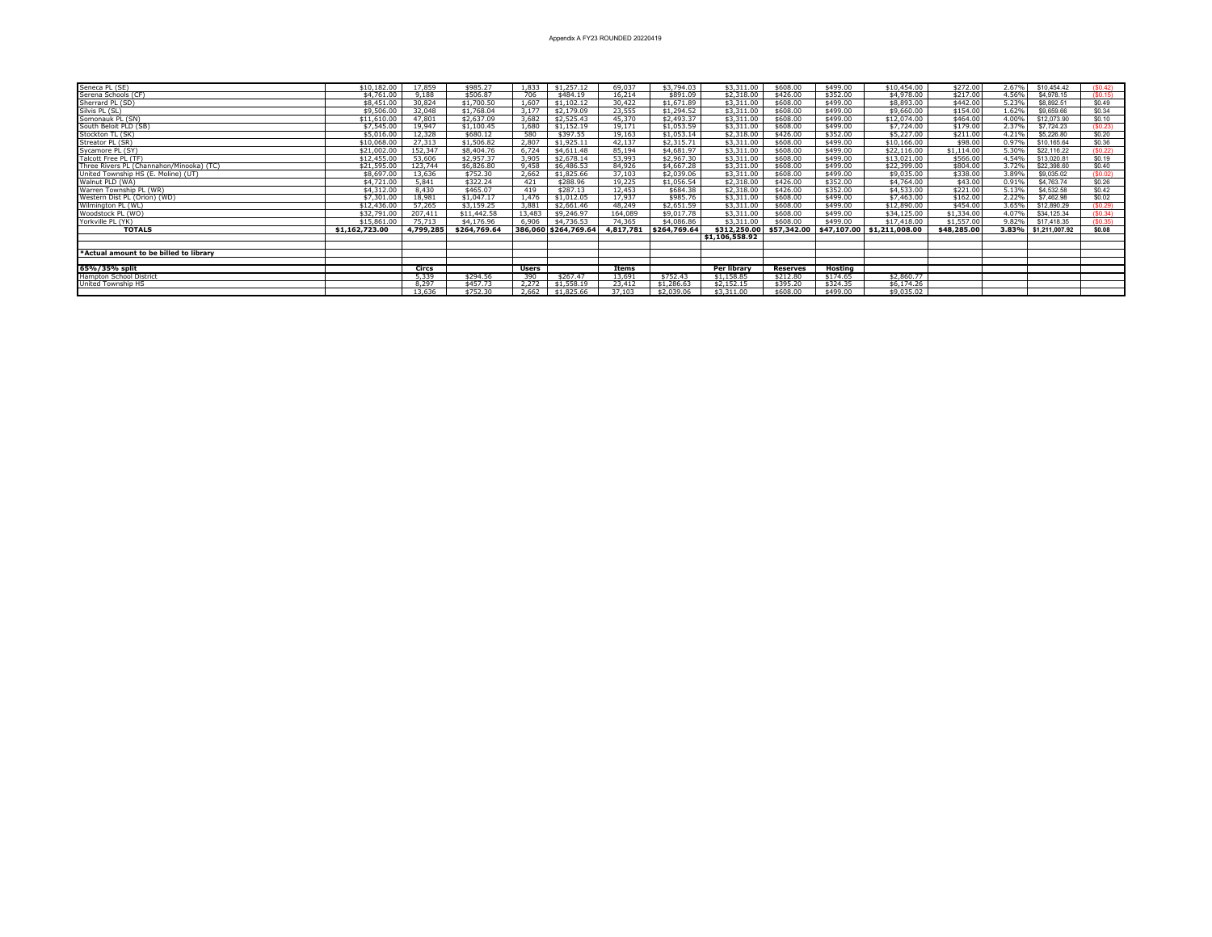| | | | | | | | | | | | | | | | |
|---|---|---|---|---|---|---|---|---|---|---|---|---|---|---|---|
| Seneca PL (SE) | $10,182.00 | 17,859 | $985.27 | 1,833 | $1,257.12 | 69,037 | $3,794.03 | $3,311.00 | $608.00 | $499.00 | $10,454.00 | $272.00 | 2.67% | $10,454.42 | ($0.42) |
| Serena Schools (CF) | $4,761.00 | 9,188 | $506.87 | 706 | $484.19 | 16,214 | $891.09 | $2,318.00 | $426.00 | $352.00 | $4,978.00 | $217.00 | 4.56% | $4,978.15 | ($0.15) |
| Sherrard PL (SD) | $8,451.00 | 30,824 | $1,700.50 | 1,607 | $1,102.12 | 30,422 | $1,671.89 | $3,311.00 | $608.00 | $499.00 | $8,893.00 | $442.00 | 5.23% | $8,892.51 | $0.49 |
| Silvis PL (SL) | $9,506.00 | 32,048 | $1,768.04 | 3,177 | $2,179.09 | 23,555 | $1,294.52 | $3,311.00 | $608.00 | $499.00 | $9,660.00 | $154.00 | 1.62% | $9,659.66 | $0.34 |
| Somonauk PL (SN) | $11,610.00 | 47,801 | $2,637.09 | 3,682 | $2,525.43 | 45,370 | $2,493.37 | $3,311.00 | $608.00 | $499.00 | $12,074.00 | $464.00 | 4.00% | $12,073.90 | $0.10 |
| South Beloit PLD (SB) | $7,545.00 | 19,947 | $1,100.45 | 1,680 | $1,152.19 | 19,171 | $1,053.59 | $3,311.00 | $608.00 | $499.00 | $7,724.00 | $179.00 | 2.37% | $7,724.23 | ($0.23) |
| Stockton TL (SK) | $5,016.00 | 12,328 | $680.12 | 580 | $397.55 | 19,163 | $1,053.14 | $2,318.00 | $426.00 | $352.00 | $5,227.00 | $211.00 | 4.21% | $5,226.80 | $0.20 |
| Streator PL (SR) | $10,068.00 | 27,313 | $1,506.82 | 2,807 | $1,925.11 | 42,137 | $2,315.71 | $3,311.00 | $608.00 | $499.00 | $10,166.00 | $98.00 | 0.97% | $10,165.64 | $0.36 |
| Sycamore PL (SY) | $21,002.00 | 152,347 | $8,404.76 | 6,724 | $4,611.48 | 85,194 | $4,681.97 | $3,311.00 | $608.00 | $499.00 | $22,116.00 | $1,114.00 | 5.30% | $22,116.22 | ($0.22) |
| Talcott Free PL (TF) | $12,455.00 | 53,606 | $2,957.37 | 3,905 | $2,678.14 | 53,993 | $2,967.30 | $3,311.00 | $608.00 | $499.00 | $13,021.00 | $566.00 | 4.54% | $13,020.81 | $0.19 |
| Three Rivers PL (Channahon/Minooka) (TC) | $21,595.00 | 123,744 | $6,826.80 | 9,458 | $6,486.53 | 84,926 | $4,667.28 | $3,311.00 | $608.00 | $499.00 | $22,399.00 | $804.00 | 3.72% | $22,398.60 | $0.40 |
| United Township HS (E. Moline) (UT) | $8,697.00 | 13,636 | $752.30 | 2,662 | $1,825.66 | 37,103 | $2,039.06 | $3,311.00 | $608.00 | $499.00 | $9,035.00 | $338.00 | 3.89% | $9,035.02 | ($0.02) |
| Walnut PLD (WA) | $4,721.00 | 5,841 | $322.24 | 421 | $288.96 | 19,225 | $1,056.54 | $2,318.00 | $426.00 | $352.00 | $4,764.00 | $43.00 | 0.91% | $4,763.74 | $0.26 |
| Warren Township PL (WR) | $4,312.00 | 8,430 | $465.07 | 419 | $287.13 | 12,453 | $684.38 | $2,318.00 | $426.00 | $352.00 | $4,533.00 | $221.00 | 5.13% | $4,532.58 | $0.42 |
| Western Dist PL (Orion) (WD) | $7,301.00 | 18,981 | $1,047.17 | 1,476 | $1,012.05 | 17,937 | $985.76 | $3,311.00 | $608.00 | $499.00 | $7,463.00 | $162.00 | 2.22% | $7,462.98 | $0.02 |
| Wilmington PL (WL) | $12,436.00 | 57,265 | $3,159.25 | 3,881 | $2,661.46 | 48,249 | $2,651.59 | $3,311.00 | $608.00 | $499.00 | $12,890.00 | $454.00 | 3.65% | $12,890.29 | ($0.29) |
| Woodstock PL (WO) | $32,791.00 | 207,411 | $11,442.58 | 13,483 | $9,246.97 | 164,089 | $9,017.78 | $3,311.00 | $608.00 | $499.00 | $34,125.00 | $1,334.00 | 4.07% | $34,125.34 | ($0.34) |
| Yorkville PL (YK) | $15,861.00 | 75,713 | $4,176.96 | 6,906 | $4,736.53 | 74,365 | $4,086.86 | $3,311.00 | $608.00 | $499.00 | $17,418.00 | $1,557.00 | 9.82% | $17,418.35 | ($0.35) |
| **TOTALS** | **$1,162,723.00** | **4,799,285** | **$264,769.64** | **386,060** | **$264,769.64** | **4,817,781** | **$264,769.64** | **$312,250.00** | **$57,342.00** | **$47,107.00** | **$1,211,008.00** | **$48,285.00** | **3.83%** | **$1,211,007.92** | **$0.08** |
| | | | | | | | | **$1,106,558.92** | | | | | | | |
| | | | | | | | | | | | | | | | |
| ***Actual amount to be billed to library** | | | | | | | | | | | | | | | |
| | | | | | | | | | | | | | | | |
| **65%/35% split** | | **Circs** | | **Users** | | **Items** | | **Per library** | **Reserves** | **Hosting** | | | | | |
| Hampton School District | | 5,339 | $294.56 | 390 | $267.47 | 13,691 | $752.43 | $1,158.85 | $212.80 | $174.65 | $2,860.77 | | | | |
| United Township HS | | 8,297 | $457.73 | 2,272 | $1,558.19 | 23,412 | $1,286.63 | $2,152.15 | $395.20 | $324.35 | $6,174.26 | | | | |
| | | 13,636 | $752.30 | 2,662 | $1,825.66 | 37,103 | $2,039.06 | $3,311.00 | $608.00 | $499.00 | $9,035.02 | | | | |